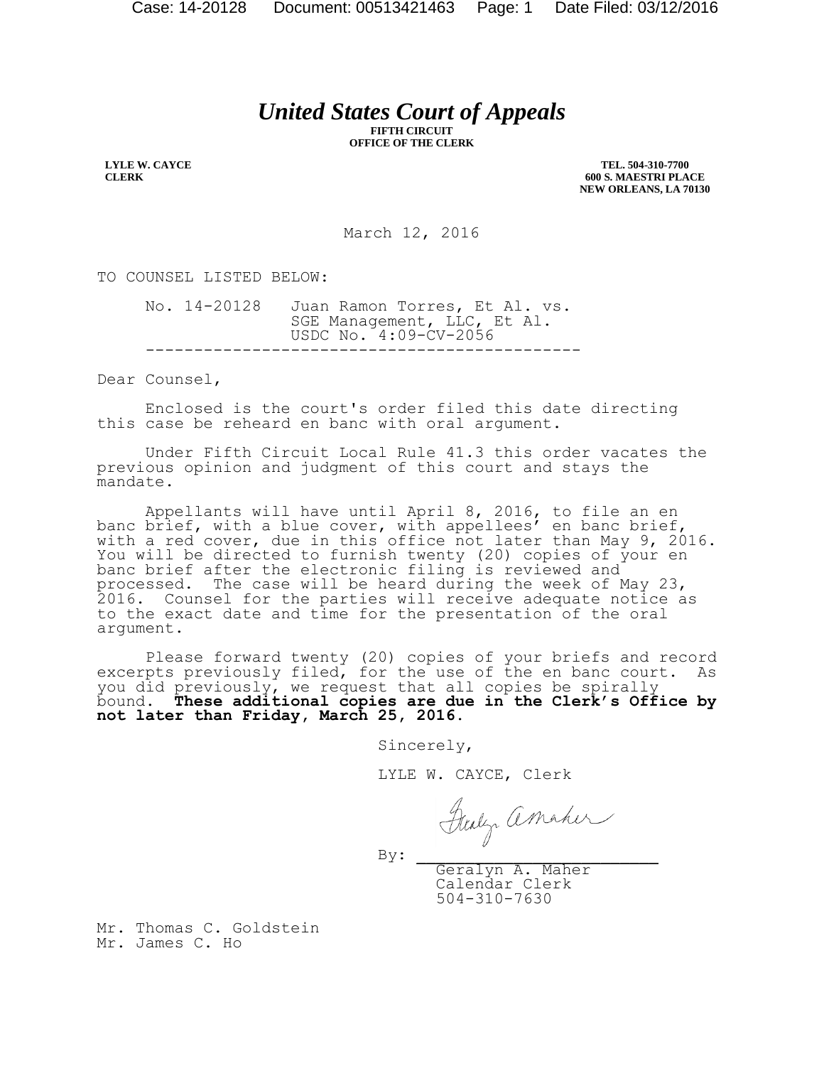# *United States Court of Appeals*

**FIFTH CIRCUIT**
**OFFICE OF THE CLERK**

**LYLE W. CAYCE**
**CLERK**

**TEL. 504-310-7700**
**600 S. MAESTRI PLACE**
**NEW ORLEANS, LA 70130**

March 12, 2016

TO COUNSEL LISTED BELOW:

No. 14-20128 Juan Ramon Torres, Et Al. vs. SGE Management, LLC, Et Al.
USDC No. 4:09-CV-2056

---

Dear Counsel,

Enclosed is the court's order filed this date directing this case be reheard en banc with oral argument.

Under Fifth Circuit Local Rule 41.3 this order vacates the previous opinion and judgment of this court and stays the mandate.

Appellants will have until April 8, 2016, to file an en banc brief, with a blue cover, with appellees' en banc brief, with a red cover, due in this office not later than May 9, 2016. You will be directed to furnish twenty (20) copies of your en banc brief after the electronic filing is reviewed and processed. The case will be heard during the week of May 23, 2016. Counsel for the parties will receive adequate notice as to the exact date and time for the presentation of the oral argument.

Please forward twenty (20) copies of your briefs and record excerpts previously filed, for the use of the en banc court. As you did previously, we request that all copies be spirally bound. **These additional copies are due in the Clerk's Office by not later than Friday, March 25, 2016.**

Sincerely,

LYLE W. CAYCE, Clerk

By: ______________________
Geralyn A. Maher
Calendar Clerk
504-310-7630

Mr. Thomas C. Goldstein
Mr. James C. Ho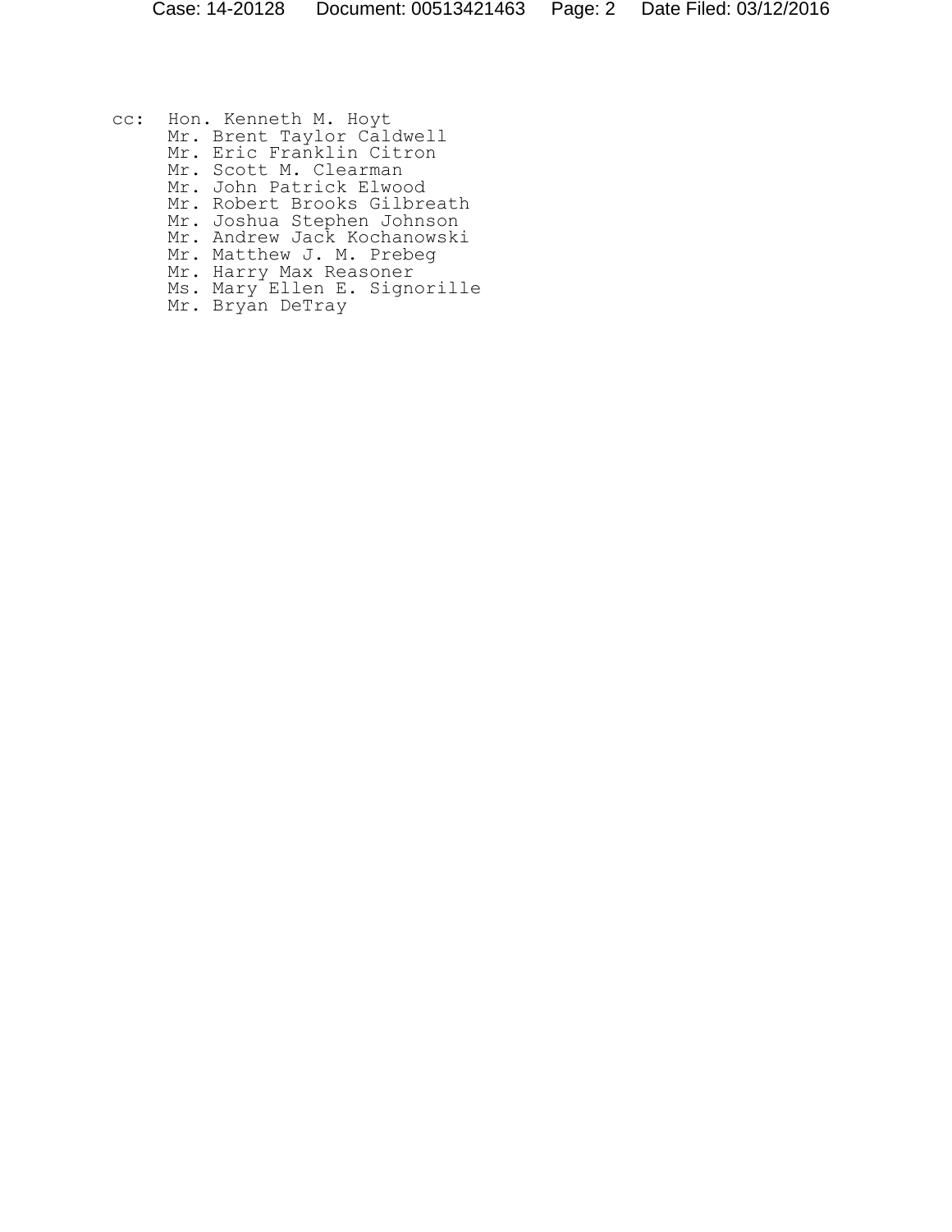cc: Hon. Kenneth M. Hoyt
Mr. Brent Taylor Caldwell
Mr. Eric Franklin Citron
Mr. Scott M. Clearman
Mr. John Patrick Elwood
Mr. Robert Brooks Gilbreath
Mr. Joshua Stephen Johnson
Mr. Andrew Jack Kochanowski
Mr. Matthew J. M. Prebeg
Mr. Harry Max Reasoner
Ms. Mary Ellen E. Signorille
Mr. Bryan DeTray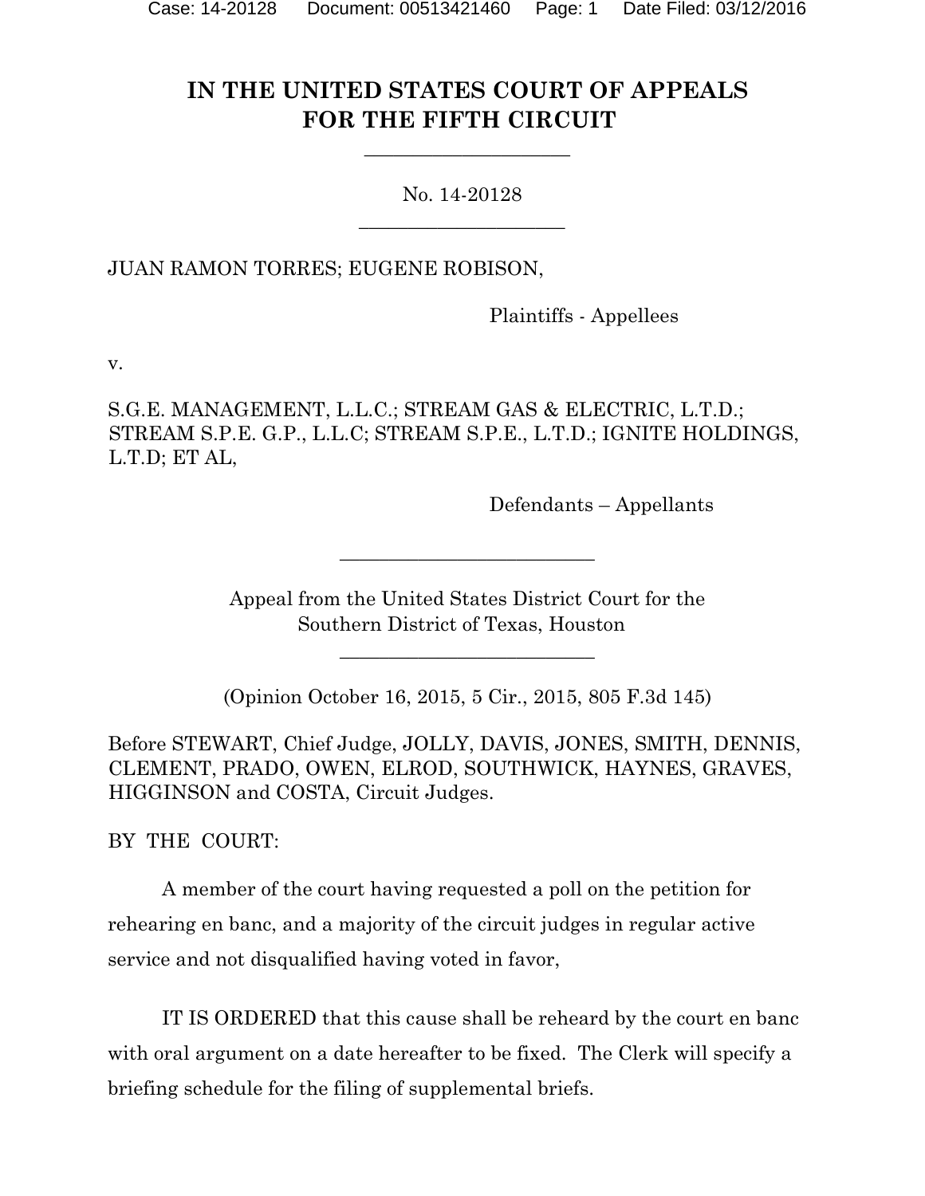# IN THE UNITED STATES COURT OF APPEALS FOR THE FIFTH CIRCUIT

---

No. 14-20128

---

JUAN RAMON TORRES; EUGENE ROBISON,

Plaintiffs - Appellees

v.

S.G.E. MANAGEMENT, L.L.C.; STREAM GAS & ELECTRIC, L.T.D.; STREAM S.P.E. G.P., L.L.C; STREAM S.P.E., L.T.D.; IGNITE HOLDINGS, L.T.D; ET AL,

Defendants – Appellants

---

Appeal from the United States District Court for the Southern District of Texas, Houston

---

(Opinion October 16, 2015, 5 Cir., 2015, 805 F.3d 145)

Before STEWART, Chief Judge, JOLLY, DAVIS, JONES, SMITH, DENNIS, CLEMENT, PRADO, OWEN, ELROD, SOUTHWICK, HAYNES, GRAVES, HIGGINSON and COSTA, Circuit Judges.

BY THE COURT:

A member of the court having requested a poll on the petition for rehearing en banc, and a majority of the circuit judges in regular active service and not disqualified having voted in favor,

IT IS ORDERED that this cause shall be reheard by the court en banc with oral argument on a date hereafter to be fixed. The Clerk will specify a briefing schedule for the filing of supplemental briefs.